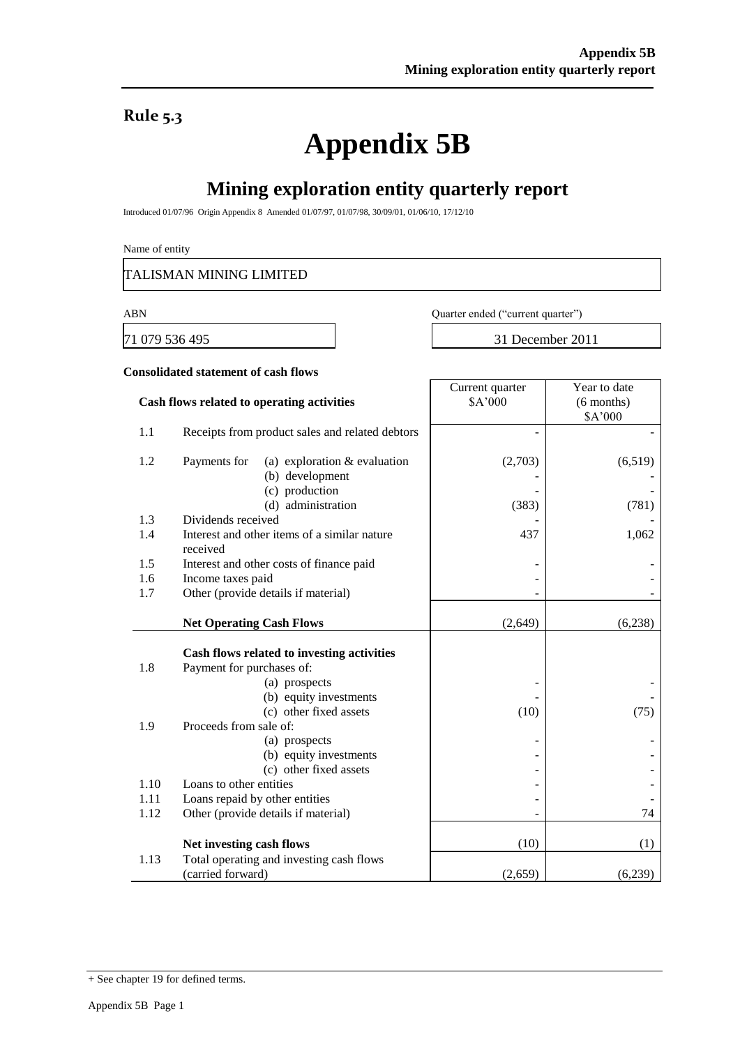## Rule 5.3

# Appendix 5B

## Mining exploration entity quarterly report

Introduced 01/07/96 Origin Appendix 8 Amended 01/07/97, 01/07/98, 30/09/01, 01/06/10, 17/12/10

Name of entity

TALISMAN MINING LIMITED

| ABN | Quarter ended ("current quarter") |
|---|---|
| 71 079 536 495 | 31 December 2011 |

**Consolidated statement of cash flows**

| | **Cash flows related to operating activities** | Current quarter $A'000 | Year to date (6 months) $A'000 |
|---|---|---|---|
| 1.1 | Receipts from product sales and related debtors | - | - |
| 1.2 | Payments for (a) exploration & evaluation | (2,703) | (6,519) |
| | (b) development | - | - |
| | (c) production | - | - |
| | (d) administration | (383) | (781) |
| 1.3 | Dividends received | - | - |
| 1.4 | Interest and other items of a similar nature received | 437 | 1,062 |
| 1.5 | Interest and other costs of finance paid | - | - |
| 1.6 | Income taxes paid | - | - |
| 1.7 | Other (provide details if material) | - | - |
| | **Net Operating Cash Flows** | (2,649) | (6,238) |
| | **Cash flows related to investing activities** | | |
| 1.8 | Payment for purchases of: | | |
| | (a) prospects | - | - |
| | (b) equity investments | - | - |
| | (c) other fixed assets | (10) | (75) |
| 1.9 | Proceeds from sale of: | | |
| | (a) prospects | - | - |
| | (b) equity investments | - | - |
| | (c) other fixed assets | - | - |
| 1.10 | Loans to other entities | - | - |
| 1.11 | Loans repaid by other entities | - | - |
| 1.12 | Other (provide details if material) | - | 74 |
| | **Net investing cash flows** | (10) | (1) |
| 1.13 | Total operating and investing cash flows (carried forward) | (2,659) | (6,239) |

+ See chapter 19 for defined terms.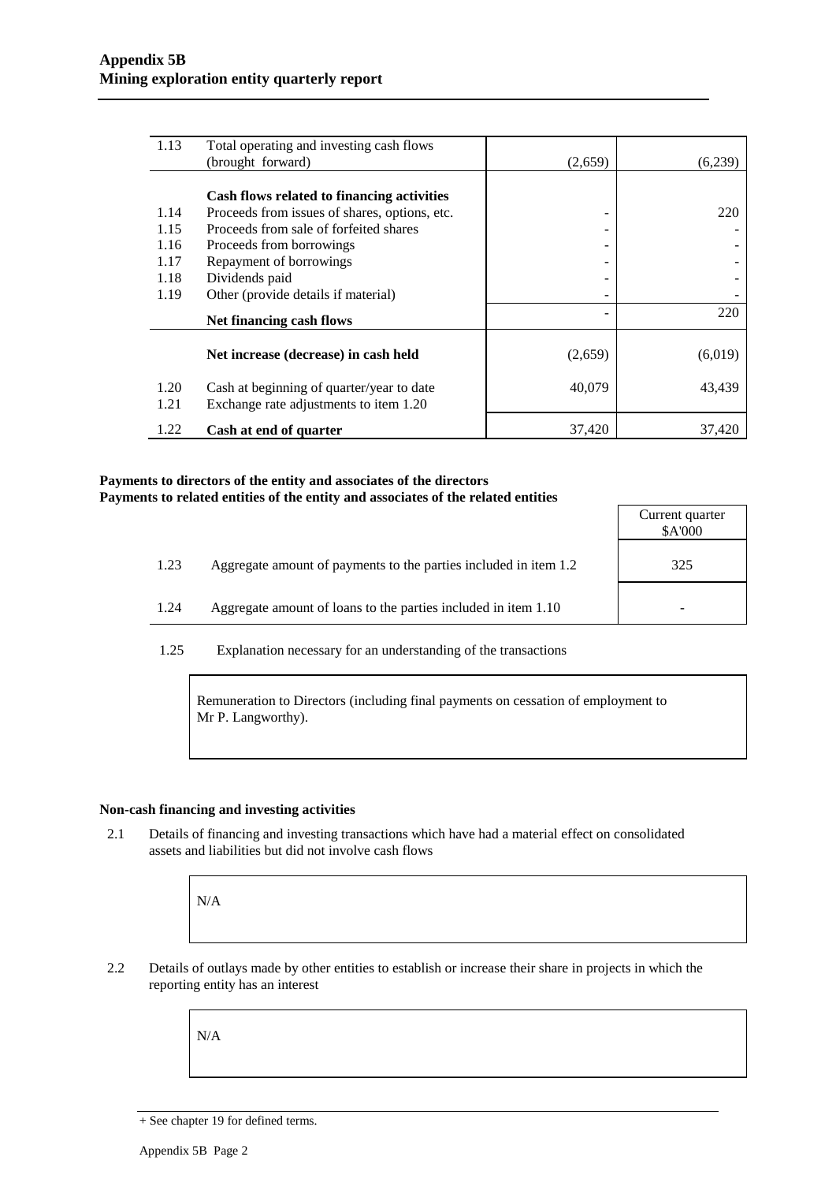**Appendix 5B**
**Mining exploration entity quarterly report**

| | | | |
|---|---|---|---|
| 1.13 | Total operating and investing cash flows (brought forward) | (2,659) | (6,239) |
| | **Cash flows related to financing activities** | | |
| 1.14 | Proceeds from issues of shares, options, etc. | - | 220 |
| 1.15 | Proceeds from sale of forfeited shares | - | - |
| 1.16 | Proceeds from borrowings | - | - |
| 1.17 | Repayment of borrowings | - | - |
| 1.18 | Dividends paid | - | - |
| 1.19 | Other (provide details if material) | - | - |
| | **Net financing cash flows** | - | 220 |
| | **Net increase (decrease) in cash held** | (2,659) | (6,019) |
| 1.20 | Cash at beginning of quarter/year to date | 40,079 | 43,439 |
| 1.21 | Exchange rate adjustments to item 1.20 | | |
| 1.22 | **Cash at end of quarter** | 37,420 | 37,420 |

**Payments to directors of the entity and associates of the directors**
**Payments to related entities of the entity and associates of the related entities**

| | | Current quarter $A'000 |
|---|---|---|
| 1.23 | Aggregate amount of payments to the parties included in item 1.2 | 325 |
| 1.24 | Aggregate amount of loans to the parties included in item 1.10 | - |

1.25 Explanation necessary for an understanding of the transactions

Remuneration to Directors (including final payments on cessation of employment to Mr P. Langworthy).

**Non-cash financing and investing activities**

2.1 Details of financing and investing transactions which have had a material effect on consolidated assets and liabilities but did not involve cash flows

N/A

2.2 Details of outlays made by other entities to establish or increase their share in projects in which the reporting entity has an interest

N/A

+ See chapter 19 for defined terms.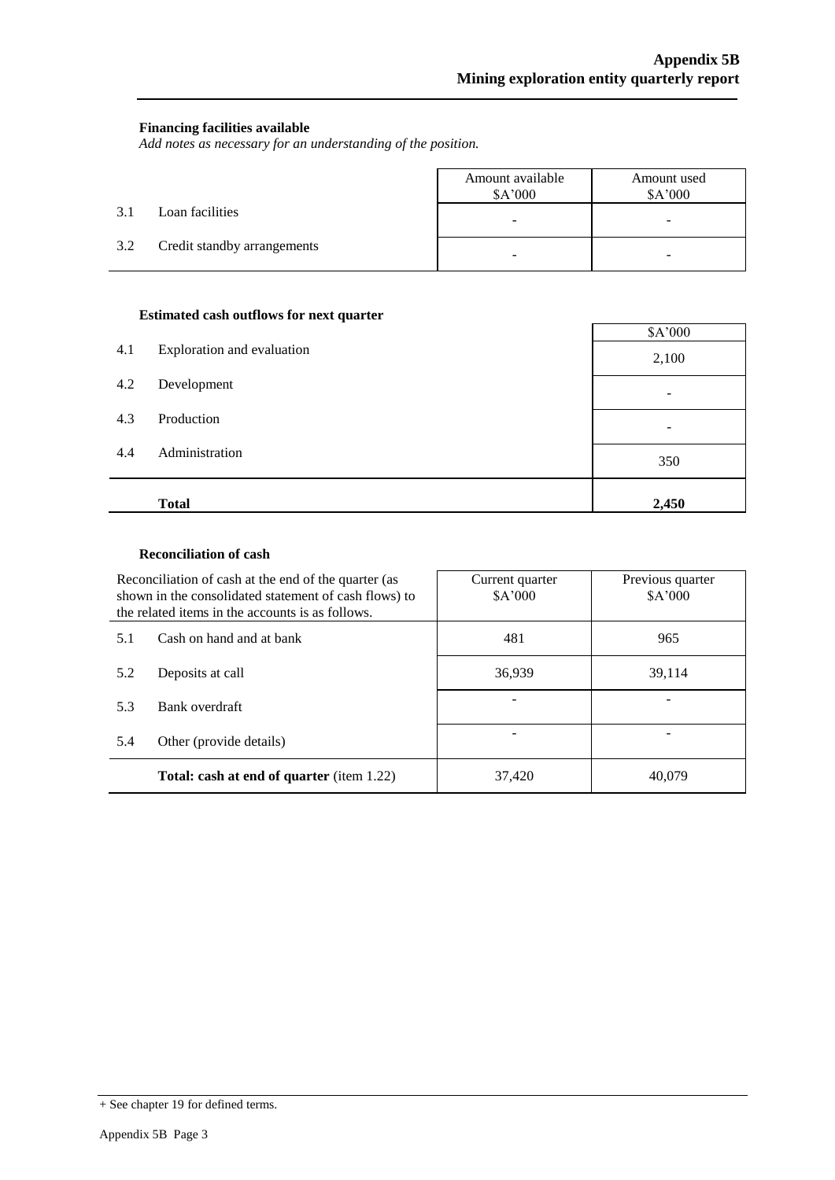**Financing facilities available**

*Add notes as necessary for an understanding of the position.*

| | | Amount available $A'000 | Amount used $A'000 |
|---|---|---|---|
| 3.1 | Loan facilities | - | - |
| 3.2 | Credit standby arrangements | - | - |

**Estimated cash outflows for next quarter**

| | | $A'000 |
|---|---|---|
| 4.1 | Exploration and evaluation | 2,100 |
| 4.2 | Development | - |
| 4.3 | Production | - |
| 4.4 | Administration | 350 |
| | **Total** | **2,450** |

**Reconciliation of cash**

| Reconciliation of cash at the end of the quarter (as shown in the consolidated statement of cash flows) to the related items in the accounts is as follows. | | Current quarter $A'000 | Previous quarter $A'000 |
|---|---|---|---|
| 5.1 | Cash on hand and at bank | 481 | 965 |
| 5.2 | Deposits at call | 36,939 | 39,114 |
| 5.3 | Bank overdraft | - | - |
| 5.4 | Other (provide details) | - | - |
| | **Total: cash at end of quarter** (item 1.22) | 37,420 | 40,079 |

+ See chapter 19 for defined terms.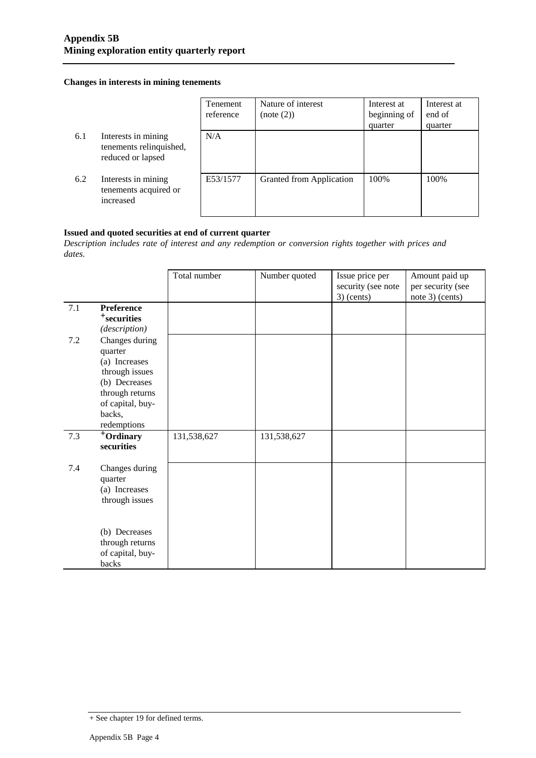**Appendix 5B**
**Mining exploration entity quarterly report**

**Changes in interests in mining tenements**

| | | Tenement reference | Nature of interest (note (2)) | Interest at beginning of quarter | Interest at end of quarter |
|---|---|---|---|---|---|
| 6.1 | Interests in mining tenements relinquished, reduced or lapsed | N/A | | | |
| 6.2 | Interests in mining tenements acquired or increased | E53/1577 | Granted from Application | 100% | 100% |

**Issued and quoted securities at end of current quarter**

*Description includes rate of interest and any redemption or conversion rights together with prices and dates.*

| | | Total number | Number quoted | Issue price per security (see note 3) (cents) | Amount paid up per security (see note 3) (cents) |
|---|---|---|---|---|---|
| 7.1 | **Preference +securities** *(description)* | | | | |
| 7.2 | Changes during quarter (a) Increases through issues (b) Decreases through returns of capital, buy-backs, redemptions | | | | |
| 7.3 | **+Ordinary securities** | 131,538,627 | 131,538,627 | | |
| 7.4 | Changes during quarter (a) Increases through issues (b) Decreases through returns of capital, buy-backs | | | | |

+ See chapter 19 for defined terms.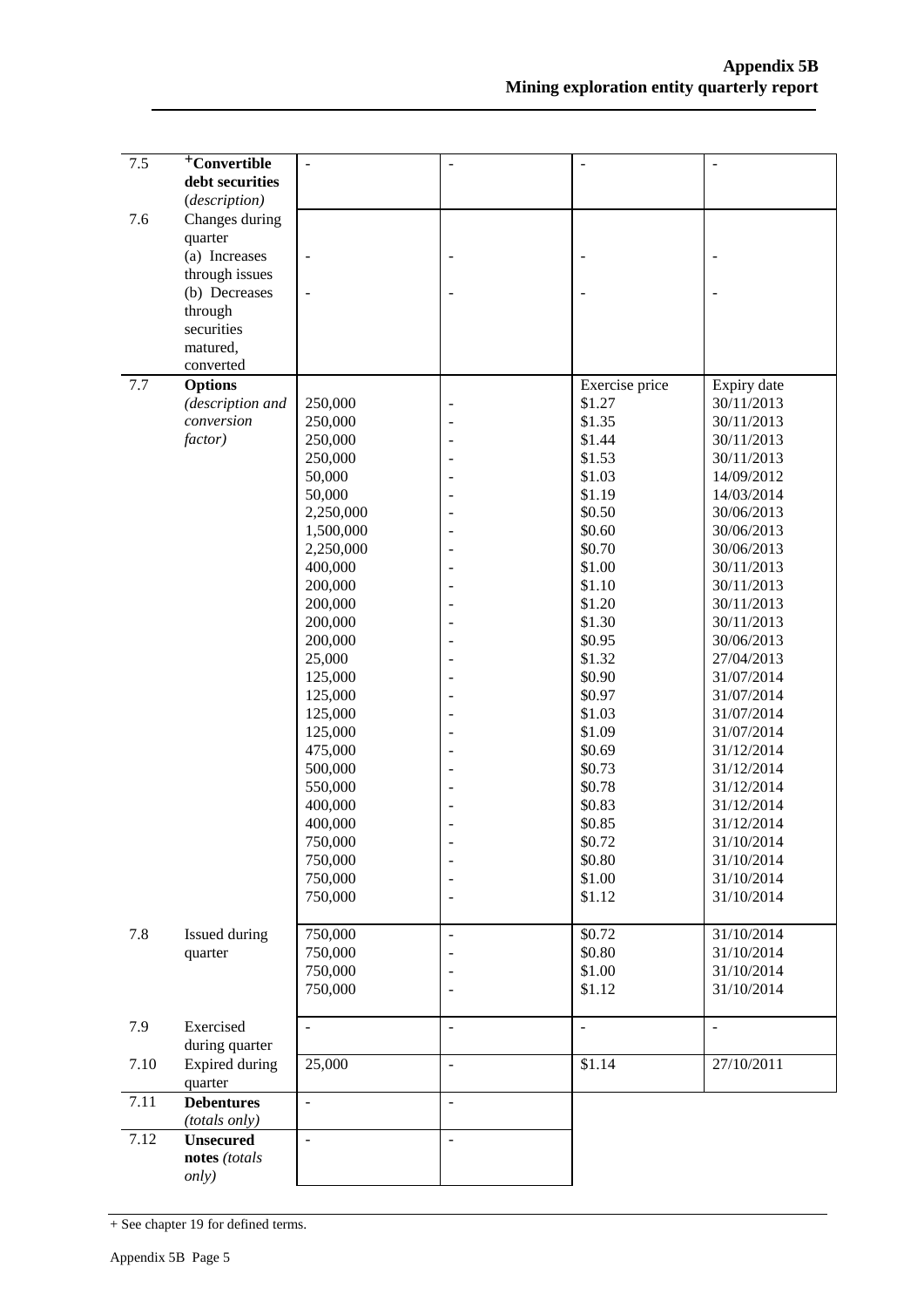| | | | | | |
|---|---|---|---|---|---|
| 7.5 | **+Convertible debt securities** (*description*) | - | - | - | - |
| 7.6 | Changes during quarter<br>(a) Increases through issues<br>(b) Decreases through securities matured, converted | -<br>- | -<br>- | -<br>- | -<br>- |
| 7.7 | **Options** *(description and conversion factor)* | 250,000<br>250,000<br>250,000<br>250,000<br>50,000<br>50,000<br>2,250,000<br>1,500,000<br>2,250,000<br>400,000<br>200,000<br>200,000<br>200,000<br>200,000<br>25,000<br>125,000<br>125,000<br>125,000<br>125,000<br>475,000<br>500,000<br>550,000<br>400,000<br>400,000<br>750,000<br>750,000<br>750,000<br>750,000 | -<br>-<br>-<br>-<br>-<br>-<br>-<br>-<br>-<br>-<br>-<br>-<br>-<br>-<br>-<br>-<br>-<br>-<br>-<br>-<br>-<br>-<br>-<br>-<br>-<br>-<br>-<br>- | Exercise price<br>$1.27<br>$1.35<br>$1.44<br>$1.53<br>$1.03<br>$1.19<br>$0.50<br>$0.60<br>$0.70<br>$1.00<br>$1.10<br>$1.20<br>$1.30<br>$0.95<br>$1.32<br>$0.90<br>$0.97<br>$1.03<br>$1.09<br>$0.69<br>$0.73<br>$0.78<br>$0.83<br>$0.85<br>$0.72<br>$0.80<br>$1.00<br>$1.12 | Expiry date<br>30/11/2013<br>30/11/2013<br>30/11/2013<br>30/11/2013<br>14/09/2012<br>14/03/2014<br>30/06/2013<br>30/06/2013<br>30/06/2013<br>30/11/2013<br>30/11/2013<br>30/11/2013<br>30/11/2013<br>30/06/2013<br>27/04/2013<br>31/07/2014<br>31/07/2014<br>31/07/2014<br>31/07/2014<br>31/12/2014<br>31/12/2014<br>31/12/2014<br>31/12/2014<br>31/12/2014<br>31/10/2014<br>31/10/2014<br>31/10/2014<br>31/10/2014 |
| 7.8 | Issued during quarter | 750,000<br>750,000<br>750,000<br>750,000 | -<br>-<br>-<br>- | $0.72<br>$0.80<br>$1.00<br>$1.12 | 31/10/2014<br>31/10/2014<br>31/10/2014<br>31/10/2014 |
| 7.9 | Exercised during quarter | - | - | - | - |
| 7.10 | Expired during quarter | 25,000 | - | $1.14 | 27/10/2011 |
| 7.11 | **Debentures** *(totals only)* | - | - | | |
| 7.12 | **Unsecured notes** *(totals only)* | - | - | | |

+ See chapter 19 for defined terms.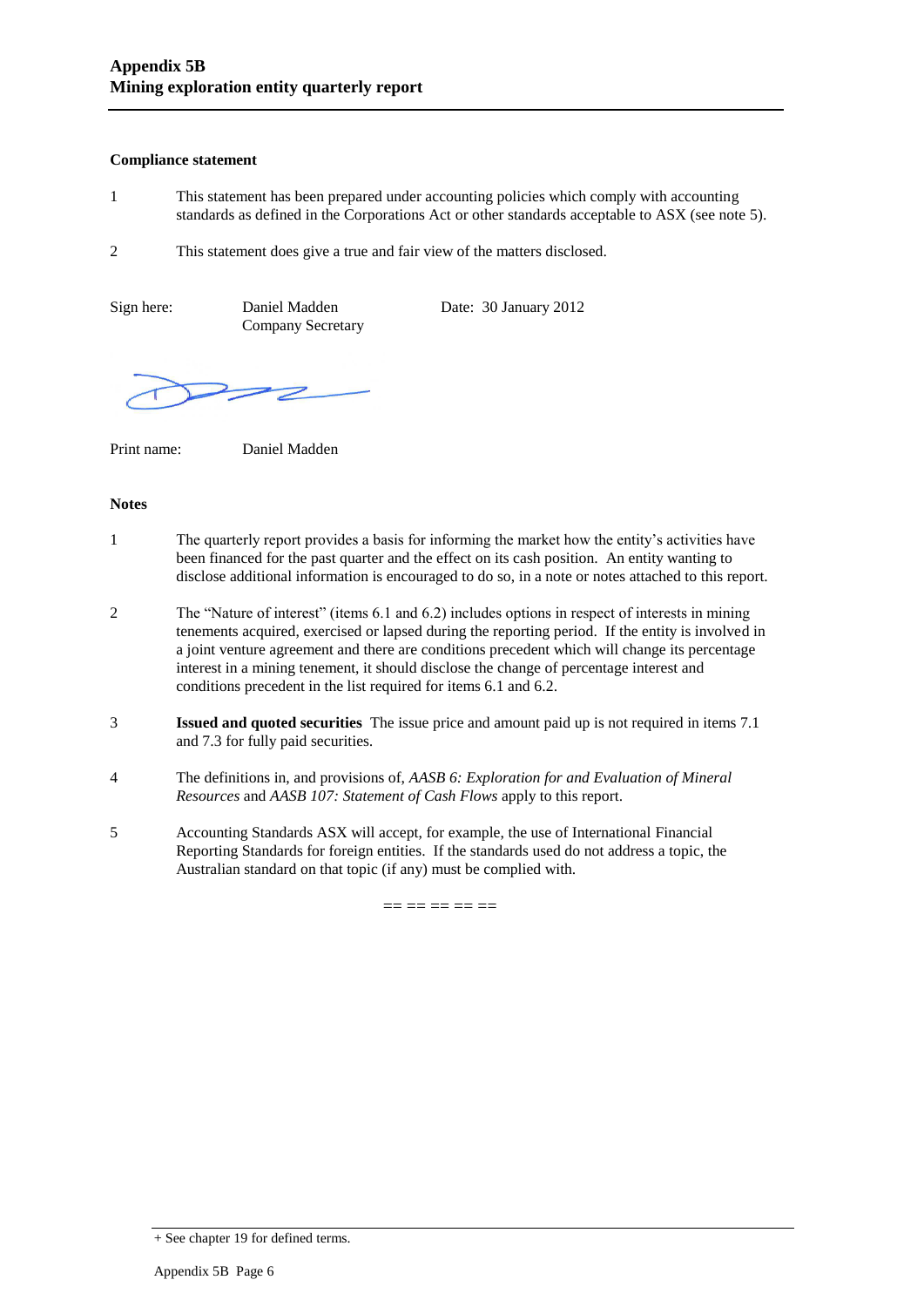**Appendix 5B**
**Mining exploration entity quarterly report**

**Compliance statement**

1 This statement has been prepared under accounting policies which comply with accounting standards as defined in the Corporations Act or other standards acceptable to ASX (see note 5).

2 This statement does give a true and fair view of the matters disclosed.

Sign here: Daniel Madden Date: 30 January 2012
Company Secretary

Print name: Daniel Madden

**Notes**

1 The quarterly report provides a basis for informing the market how the entity's activities have been financed for the past quarter and the effect on its cash position. An entity wanting to disclose additional information is encouraged to do so, in a note or notes attached to this report.

2 The "Nature of interest" (items 6.1 and 6.2) includes options in respect of interests in mining tenements acquired, exercised or lapsed during the reporting period. If the entity is involved in a joint venture agreement and there are conditions precedent which will change its percentage interest in a mining tenement, it should disclose the change of percentage interest and conditions precedent in the list required for items 6.1 and 6.2.

3 **Issued and quoted securities** The issue price and amount paid up is not required in items 7.1 and 7.3 for fully paid securities.

4 The definitions in, and provisions of, *AASB 6: Exploration for and Evaluation of Mineral Resources* and *AASB 107: Statement of Cash Flows* apply to this report.

5 Accounting Standards ASX will accept, for example, the use of International Financial Reporting Standards for foreign entities. If the standards used do not address a topic, the Australian standard on that topic (if any) must be complied with.

== == == == ==

+ See chapter 19 for defined terms.